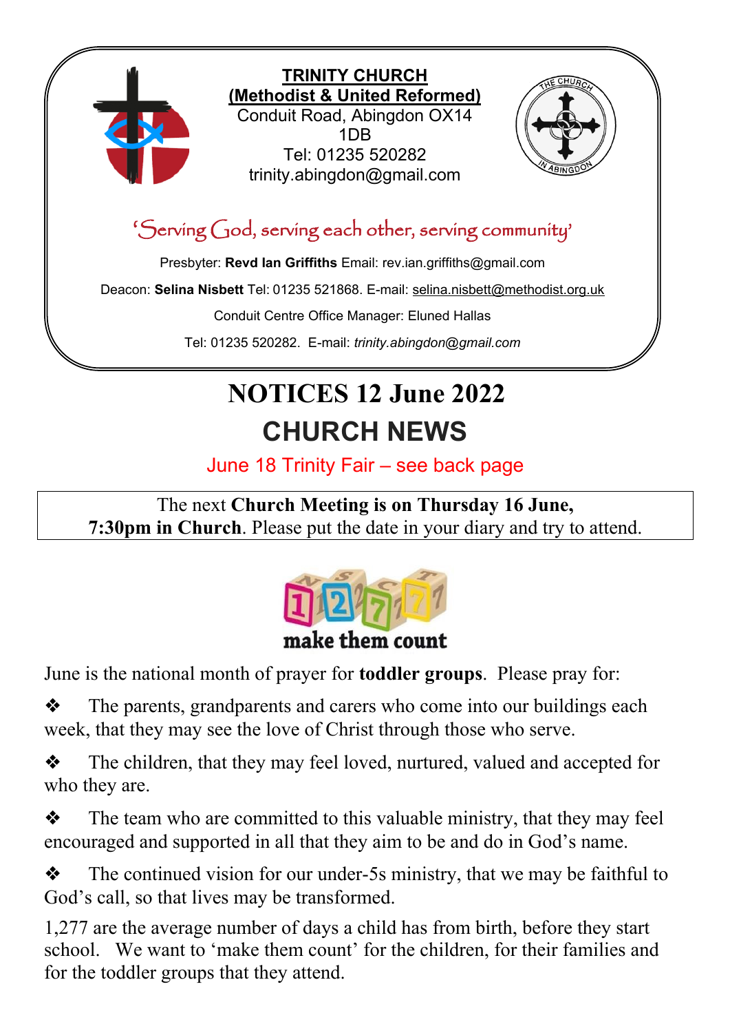**TRINITY CHURCH**
**(Methodist & United Reformed)**
Conduit Road, Abingdon OX14 1DB
Tel: 01235 520282
trinity.abingdon@gmail.com

'Serving God, serving each other, serving community'

Presbyter: **Revd Ian Griffiths** Email: rev.ian.griffiths@gmail.com

Deacon: **Selina Nisbett** Tel: 01235 521868. E-mail: selina.nisbett@methodist.org.uk

Conduit Centre Office Manager: Eluned Hallas

Tel: 01235 520282. E-mail: *trinity.abingdon@gmail.com*

# NOTICES 12 June 2022

## CHURCH NEWS

June 18 Trinity Fair – see back page

The next **Church Meeting is on Thursday 16 June, 7:30pm in Church**. Please put the date in your diary and try to attend.

1277 make them count

June is the national month of prayer for **toddler groups**. Please pray for:

- The parents, grandparents and carers who come into our buildings each week, that they may see the love of Christ through those who serve.
- The children, that they may feel loved, nurtured, valued and accepted for who they are.
- The team who are committed to this valuable ministry, that they may feel encouraged and supported in all that they aim to be and do in God's name.
- The continued vision for our under-5s ministry, that we may be faithful to God's call, so that lives may be transformed.

1,277 are the average number of days a child has from birth, before they start school. We want to 'make them count' for the children, for their families and for the toddler groups that they attend.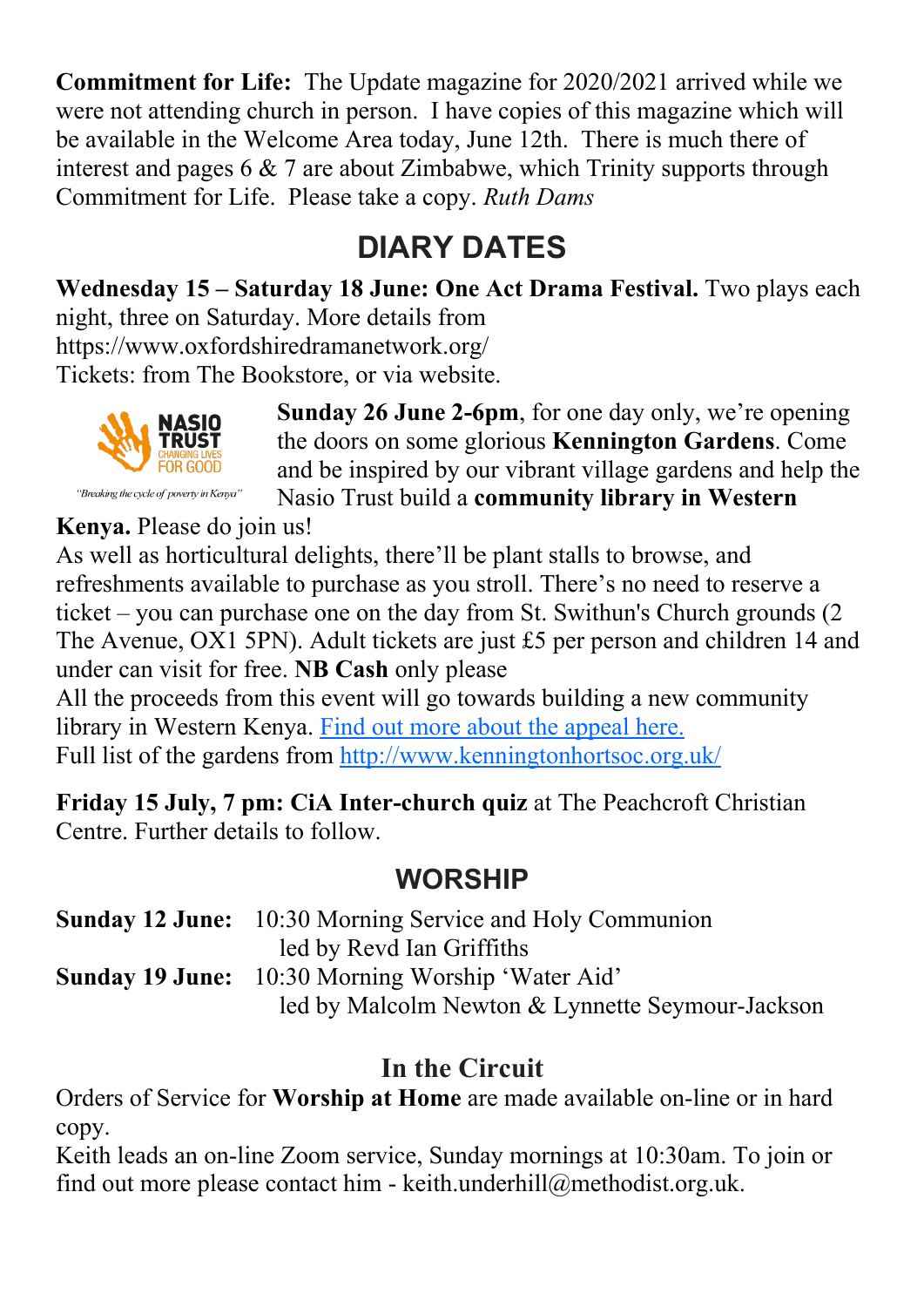**Commitment for Life:** The Update magazine for 2020/2021 arrived while we were not attending church in person. I have copies of this magazine which will be available in the Welcome Area today, June 12th. There is much there of interest and pages 6 & 7 are about Zimbabwe, which Trinity supports through Commitment for Life. Please take a copy. *Ruth Dams*

## DIARY DATES

**Wednesday 15 – Saturday 18 June: One Act Drama Festival.** Two plays each night, three on Saturday. More details from https://www.oxfordshiredramanetwork.org/
Tickets: from The Bookstore, or via website.

**Sunday 26 June 2-6pm**, for one day only, we're opening the doors on some glorious **Kennington Gardens**. Come and be inspired by our vibrant village gardens and help the Nasio Trust build a **community library in Western Kenya.** Please do join us!

As well as horticultural delights, there'll be plant stalls to browse, and refreshments available to purchase as you stroll. There's no need to reserve a ticket – you can purchase one on the day from St. Swithun's Church grounds (2 The Avenue, OX1 5PN). Adult tickets are just £5 per person and children 14 and under can visit for free. **NB Cash** only please

All the proceeds from this event will go towards building a new community library in Western Kenya. Find out more about the appeal here.
Full list of the gardens from http://www.kenningtonhortsoc.org.uk/

**Friday 15 July, 7 pm: CiA Inter-church quiz** at The Peachcroft Christian Centre. Further details to follow.

## WORSHIP

**Sunday 12 June:** 10:30 Morning Service and Holy Communion
led by Revd Ian Griffiths

**Sunday 19 June:** 10:30 Morning Worship 'Water Aid'
led by Malcolm Newton & Lynnette Seymour-Jackson

## In the Circuit

Orders of Service for **Worship at Home** are made available on-line or in hard copy.

Keith leads an on-line Zoom service, Sunday mornings at 10:30am. To join or find out more please contact him - keith.underhill@methodist.org.uk.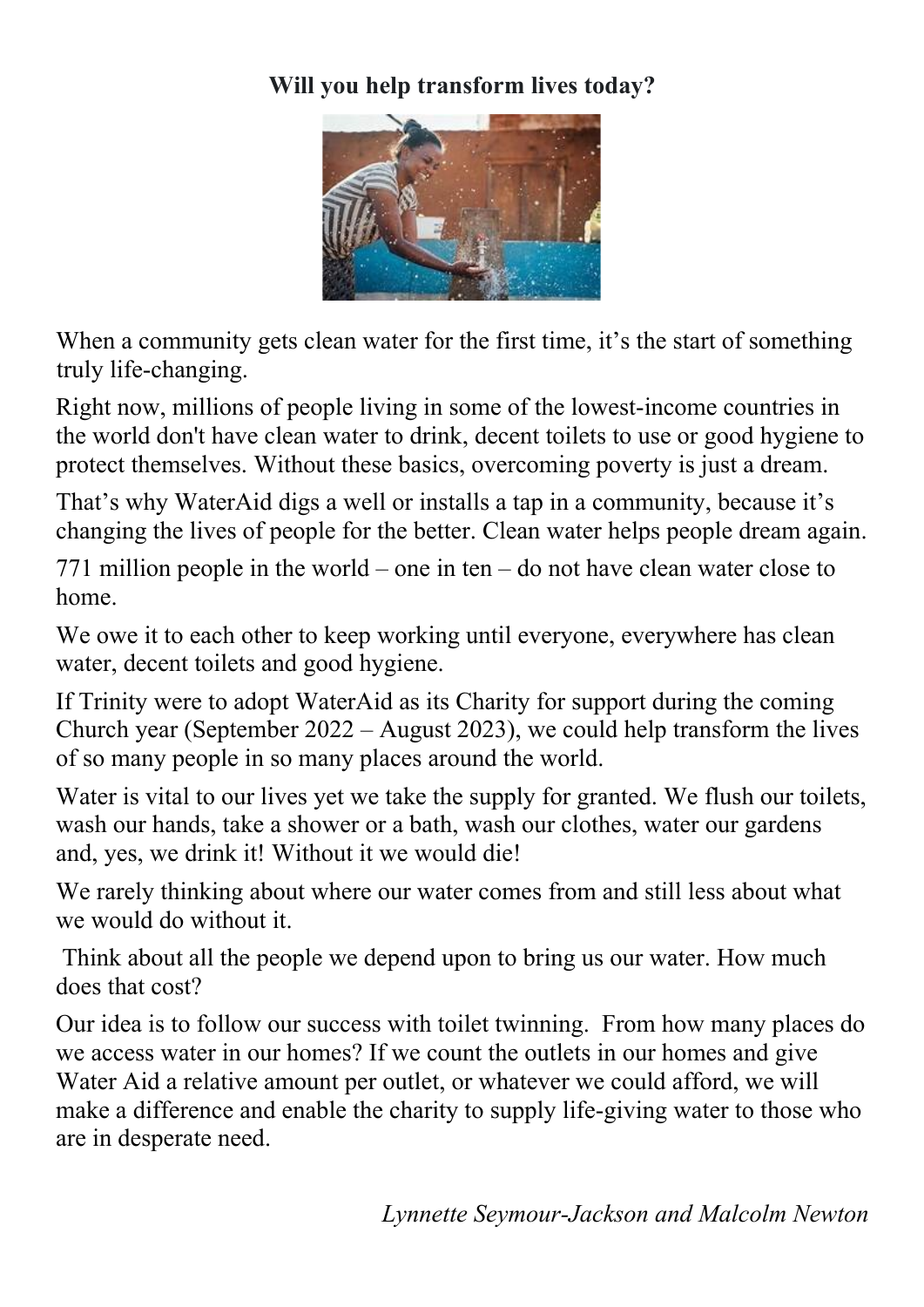**Will you help transform lives today?**

When a community gets clean water for the first time, it's the start of something truly life-changing.

Right now, millions of people living in some of the lowest-income countries in the world don't have clean water to drink, decent toilets to use or good hygiene to protect themselves. Without these basics, overcoming poverty is just a dream.

That's why WaterAid digs a well or installs a tap in a community, because it's changing the lives of people for the better. Clean water helps people dream again.

771 million people in the world – one in ten – do not have clean water close to home.

We owe it to each other to keep working until everyone, everywhere has clean water, decent toilets and good hygiene.

If Trinity were to adopt WaterAid as its Charity for support during the coming Church year (September 2022 – August 2023), we could help transform the lives of so many people in so many places around the world.

Water is vital to our lives yet we take the supply for granted. We flush our toilets, wash our hands, take a shower or a bath, wash our clothes, water our gardens and, yes, we drink it! Without it we would die!

We rarely thinking about where our water comes from and still less about what we would do without it.

Think about all the people we depend upon to bring us our water. How much does that cost?

Our idea is to follow our success with toilet twinning. From how many places do we access water in our homes? If we count the outlets in our homes and give Water Aid a relative amount per outlet, or whatever we could afford, we will make a difference and enable the charity to supply life-giving water to those who are in desperate need.

*Lynnette Seymour-Jackson and Malcolm Newton*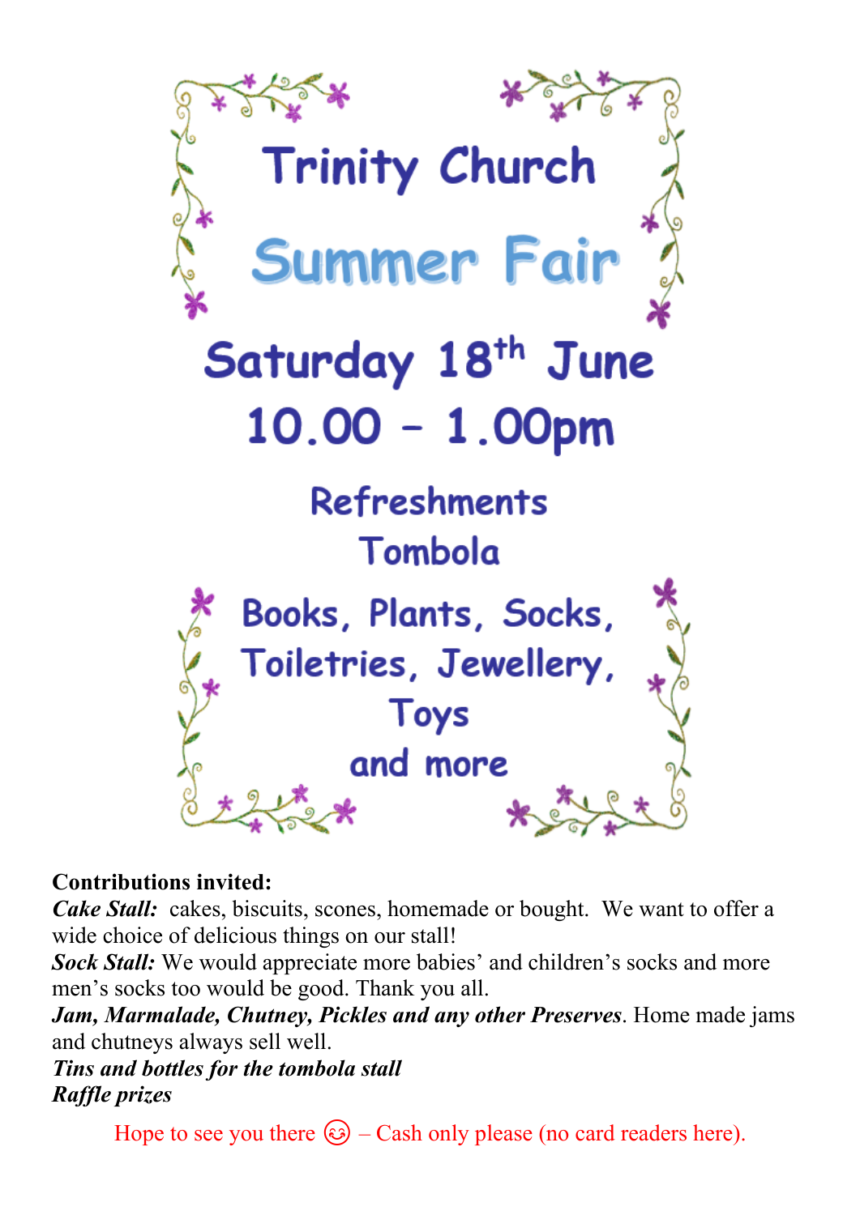# Trinity Church

# Summer Fair

## Saturday 18th June

## 10.00 – 1.00pm

Refreshments

Tombola

Books, Plants, Socks, Toiletries, Jewellery, Toys

and more

**Contributions invited:**

***Cake Stall:*** cakes, biscuits, scones, homemade or bought. We want to offer a wide choice of delicious things on our stall!

***Sock Stall:*** We would appreciate more babies' and children's socks and more men's socks too would be good. Thank you all.

***Jam, Marmalade, Chutney, Pickles and any other Preserves***. Home made jams and chutneys always sell well.

***Tins and bottles for the tombola stall***

***Raffle prizes***

Hope to see you there 😊 – Cash only please (no card readers here).